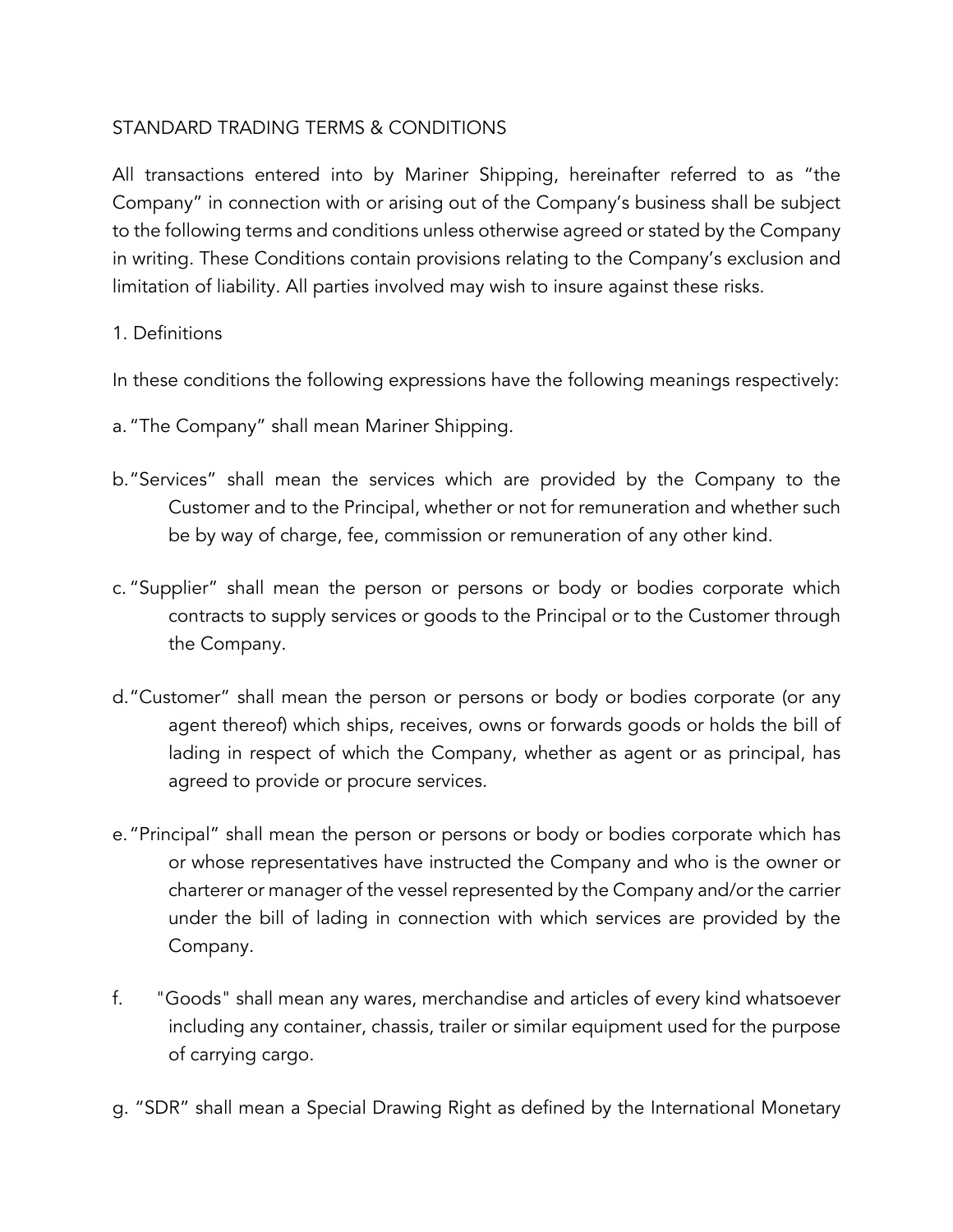# STANDARD TRADING TERMS & CONDITIONS

All transactions entered into by Mariner Shipping, hereinafter referred to as "the Company" in connection with or arising out of the Company's business shall be subject to the following terms and conditions unless otherwise agreed or stated by the Company in writing. These Conditions contain provisions relating to the Company's exclusion and limitation of liability. All parties involved may wish to insure against these risks.

## 1. Definitions

In these conditions the following expressions have the following meanings respectively:

a. "The Company" shall mean Mariner Shipping.

b. "Services" shall mean the services which are provided by the Company to the Customer and to the Principal, whether or not for remuneration and whether such be by way of charge, fee, commission or remuneration of any other kind.

c. "Supplier" shall mean the person or persons or body or bodies corporate which contracts to supply services or goods to the Principal or to the Customer through the Company.

d. "Customer" shall mean the person or persons or body or bodies corporate (or any agent thereof) which ships, receives, owns or forwards goods or holds the bill of lading in respect of which the Company, whether as agent or as principal, has agreed to provide or procure services.

e. "Principal" shall mean the person or persons or body or bodies corporate which has or whose representatives have instructed the Company and who is the owner or charterer or manager of the vessel represented by the Company and/or the carrier under the bill of lading in connection with which services are provided by the Company.

f. "Goods" shall mean any wares, merchandise and articles of every kind whatsoever including any container, chassis, trailer or similar equipment used for the purpose of carrying cargo.

g. "SDR" shall mean a Special Drawing Right as defined by the International Monetary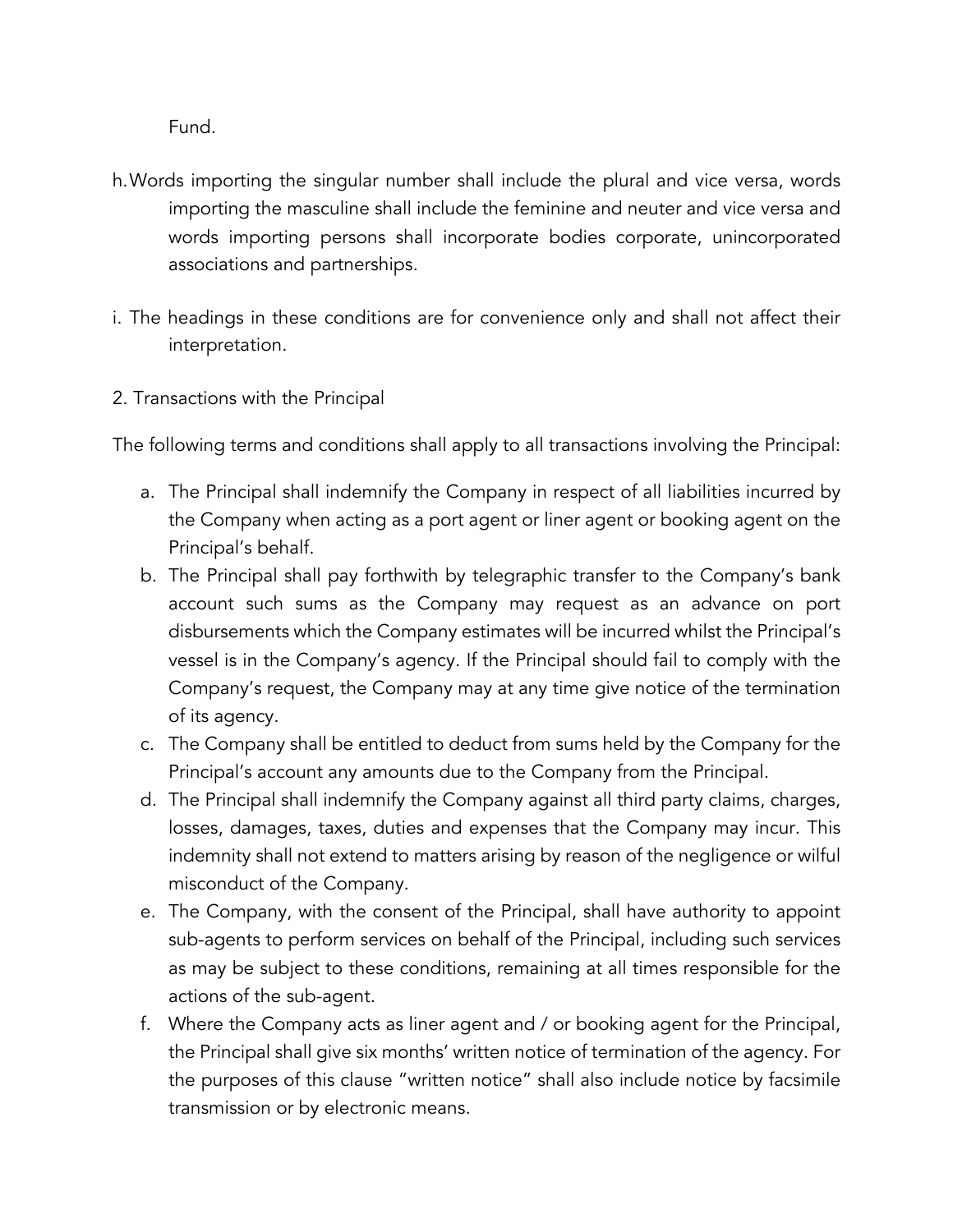Fund.

h. Words importing the singular number shall include the plural and vice versa, words importing the masculine shall include the feminine and neuter and vice versa and words importing persons shall incorporate bodies corporate, unincorporated associations and partnerships.

i. The headings in these conditions are for convenience only and shall not affect their interpretation.

2. Transactions with the Principal

The following terms and conditions shall apply to all transactions involving the Principal:

a. The Principal shall indemnify the Company in respect of all liabilities incurred by the Company when acting as a port agent or liner agent or booking agent on the Principal's behalf.
b. The Principal shall pay forthwith by telegraphic transfer to the Company's bank account such sums as the Company may request as an advance on port disbursements which the Company estimates will be incurred whilst the Principal's vessel is in the Company's agency. If the Principal should fail to comply with the Company's request, the Company may at any time give notice of the termination of its agency.
c. The Company shall be entitled to deduct from sums held by the Company for the Principal's account any amounts due to the Company from the Principal.
d. The Principal shall indemnify the Company against all third party claims, charges, losses, damages, taxes, duties and expenses that the Company may incur. This indemnity shall not extend to matters arising by reason of the negligence or wilful misconduct of the Company.
e. The Company, with the consent of the Principal, shall have authority to appoint sub-agents to perform services on behalf of the Principal, including such services as may be subject to these conditions, remaining at all times responsible for the actions of the sub-agent.
f. Where the Company acts as liner agent and / or booking agent for the Principal, the Principal shall give six months' written notice of termination of the agency. For the purposes of this clause "written notice" shall also include notice by facsimile transmission or by electronic means.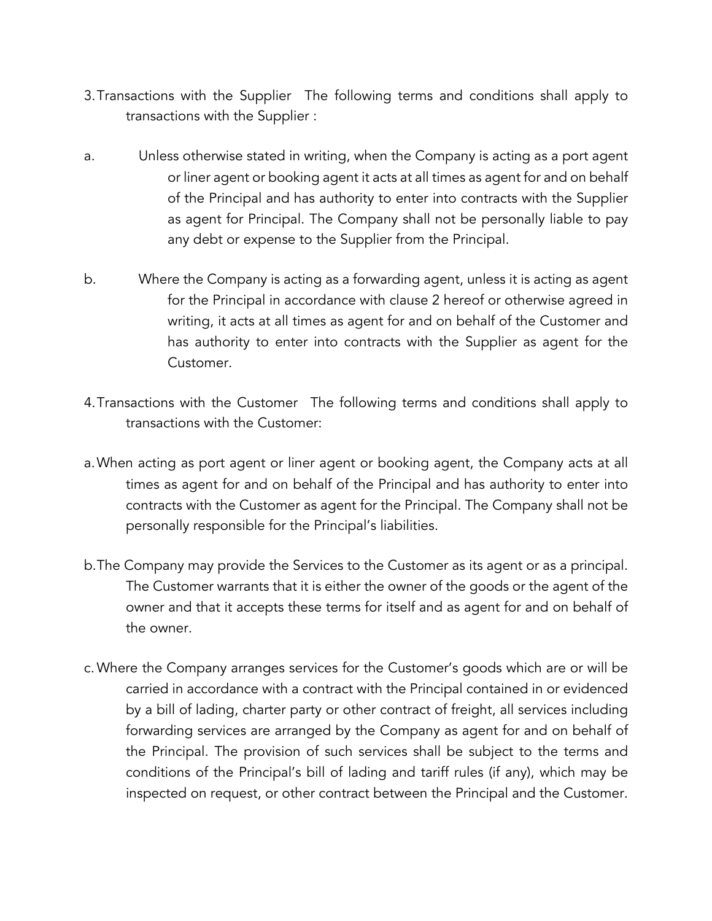3. Transactions with the Supplier The following terms and conditions shall apply to transactions with the Supplier :

a. Unless otherwise stated in writing, when the Company is acting as a port agent or liner agent or booking agent it acts at all times as agent for and on behalf of the Principal and has authority to enter into contracts with the Supplier as agent for Principal. The Company shall not be personally liable to pay any debt or expense to the Supplier from the Principal.

b. Where the Company is acting as a forwarding agent, unless it is acting as agent for the Principal in accordance with clause 2 hereof or otherwise agreed in writing, it acts at all times as agent for and on behalf of the Customer and has authority to enter into contracts with the Supplier as agent for the Customer.

4. Transactions with the Customer The following terms and conditions shall apply to transactions with the Customer:

a. When acting as port agent or liner agent or booking agent, the Company acts at all times as agent for and on behalf of the Principal and has authority to enter into contracts with the Customer as agent for the Principal. The Company shall not be personally responsible for the Principal's liabilities.

b. The Company may provide the Services to the Customer as its agent or as a principal. The Customer warrants that it is either the owner of the goods or the agent of the owner and that it accepts these terms for itself and as agent for and on behalf of the owner.

c. Where the Company arranges services for the Customer's goods which are or will be carried in accordance with a contract with the Principal contained in or evidenced by a bill of lading, charter party or other contract of freight, all services including forwarding services are arranged by the Company as agent for and on behalf of the Principal. The provision of such services shall be subject to the terms and conditions of the Principal's bill of lading and tariff rules (if any), which may be inspected on request, or other contract between the Principal and the Customer.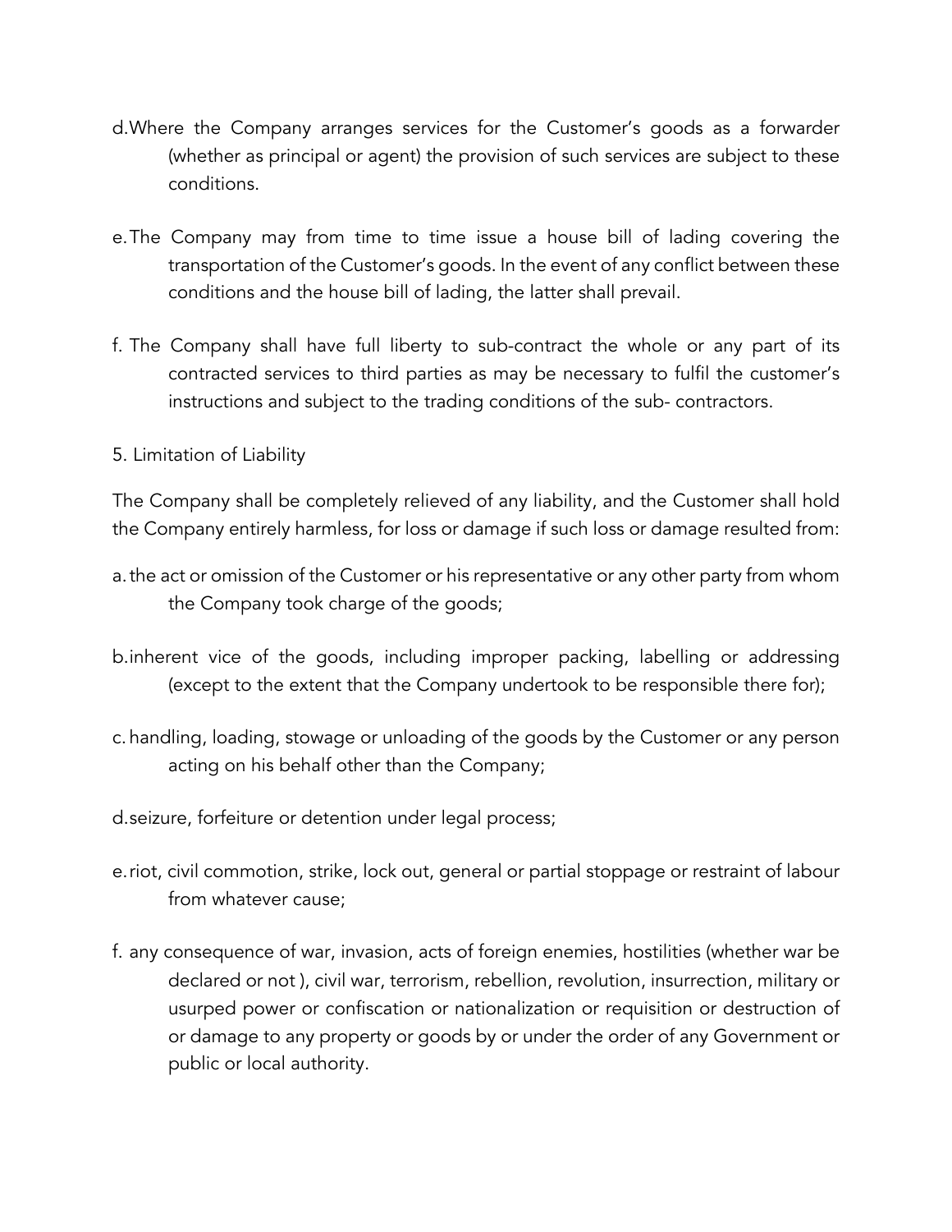d. Where the Company arranges services for the Customer's goods as a forwarder (whether as principal or agent) the provision of such services are subject to these conditions.

e. The Company may from time to time issue a house bill of lading covering the transportation of the Customer's goods. In the event of any conflict between these conditions and the house bill of lading, the latter shall prevail.

f. The Company shall have full liberty to sub-contract the whole or any part of its contracted services to third parties as may be necessary to fulfil the customer's instructions and subject to the trading conditions of the sub- contractors.

5. Limitation of Liability

The Company shall be completely relieved of any liability, and the Customer shall hold the Company entirely harmless, for loss or damage if such loss or damage resulted from:

a. the act or omission of the Customer or his representative or any other party from whom the Company took charge of the goods;

b. inherent vice of the goods, including improper packing, labelling or addressing (except to the extent that the Company undertook to be responsible there for);

c. handling, loading, stowage or unloading of the goods by the Customer or any person acting on his behalf other than the Company;

d. seizure, forfeiture or detention under legal process;

e. riot, civil commotion, strike, lock out, general or partial stoppage or restraint of labour from whatever cause;

f. any consequence of war, invasion, acts of foreign enemies, hostilities (whether war be declared or not ), civil war, terrorism, rebellion, revolution, insurrection, military or usurped power or confiscation or nationalization or requisition or destruction of or damage to any property or goods by or under the order of any Government or public or local authority.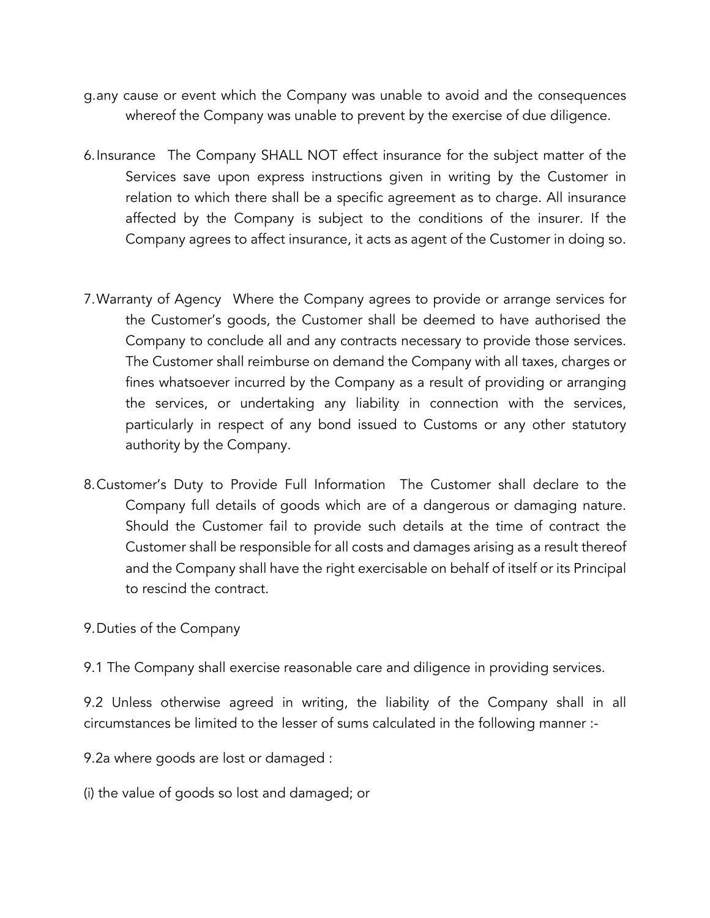g. any cause or event which the Company was unable to avoid and the consequences whereof the Company was unable to prevent by the exercise of due diligence.

6. Insurance The Company SHALL NOT effect insurance for the subject matter of the Services save upon express instructions given in writing by the Customer in relation to which there shall be a specific agreement as to charge. All insurance affected by the Company is subject to the conditions of the insurer. If the Company agrees to affect insurance, it acts as agent of the Customer in doing so.

7. Warranty of Agency Where the Company agrees to provide or arrange services for the Customer's goods, the Customer shall be deemed to have authorised the Company to conclude all and any contracts necessary to provide those services. The Customer shall reimburse on demand the Company with all taxes, charges or fines whatsoever incurred by the Company as a result of providing or arranging the services, or undertaking any liability in connection with the services, particularly in respect of any bond issued to Customs or any other statutory authority by the Company.

8. Customer's Duty to Provide Full Information The Customer shall declare to the Company full details of goods which are of a dangerous or damaging nature. Should the Customer fail to provide such details at the time of contract the Customer shall be responsible for all costs and damages arising as a result thereof and the Company shall have the right exercisable on behalf of itself or its Principal to rescind the contract.

9. Duties of the Company

9.1 The Company shall exercise reasonable care and diligence in providing services.

9.2 Unless otherwise agreed in writing, the liability of the Company shall in all circumstances be limited to the lesser of sums calculated in the following manner :-

9.2a where goods are lost or damaged :

(i) the value of goods so lost and damaged; or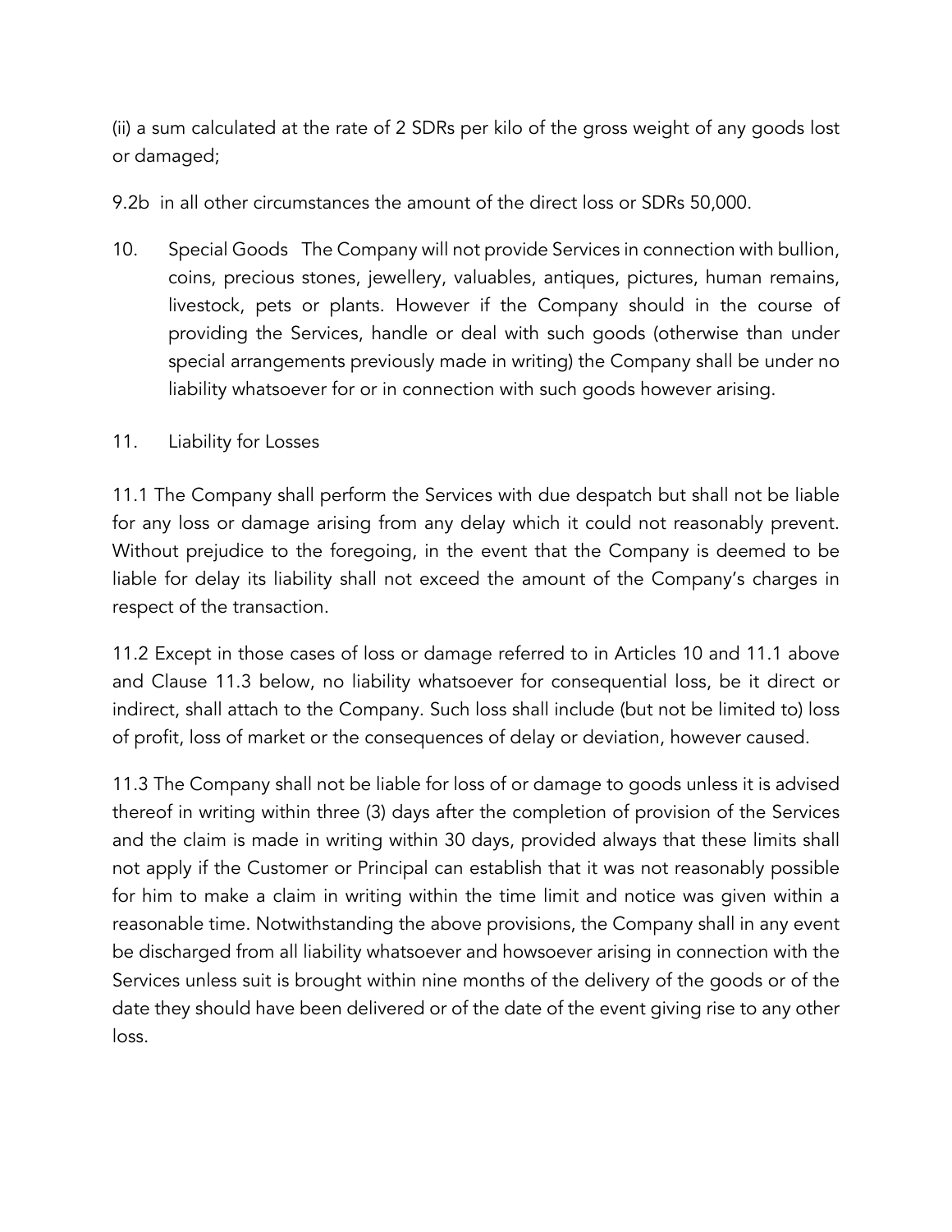(ii) a sum calculated at the rate of 2 SDRs per kilo of the gross weight of any goods lost or damaged;

9.2b in all other circumstances the amount of the direct loss or SDRs 50,000.

10. Special Goods The Company will not provide Services in connection with bullion, coins, precious stones, jewellery, valuables, antiques, pictures, human remains, livestock, pets or plants. However if the Company should in the course of providing the Services, handle or deal with such goods (otherwise than under special arrangements previously made in writing) the Company shall be under no liability whatsoever for or in connection with such goods however arising.

11. Liability for Losses

11.1 The Company shall perform the Services with due despatch but shall not be liable for any loss or damage arising from any delay which it could not reasonably prevent. Without prejudice to the foregoing, in the event that the Company is deemed to be liable for delay its liability shall not exceed the amount of the Company's charges in respect of the transaction.

11.2 Except in those cases of loss or damage referred to in Articles 10 and 11.1 above and Clause 11.3 below, no liability whatsoever for consequential loss, be it direct or indirect, shall attach to the Company. Such loss shall include (but not be limited to) loss of profit, loss of market or the consequences of delay or deviation, however caused.

11.3 The Company shall not be liable for loss of or damage to goods unless it is advised thereof in writing within three (3) days after the completion of provision of the Services and the claim is made in writing within 30 days, provided always that these limits shall not apply if the Customer or Principal can establish that it was not reasonably possible for him to make a claim in writing within the time limit and notice was given within a reasonable time. Notwithstanding the above provisions, the Company shall in any event be discharged from all liability whatsoever and howsoever arising in connection with the Services unless suit is brought within nine months of the delivery of the goods or of the date they should have been delivered or of the date of the event giving rise to any other loss.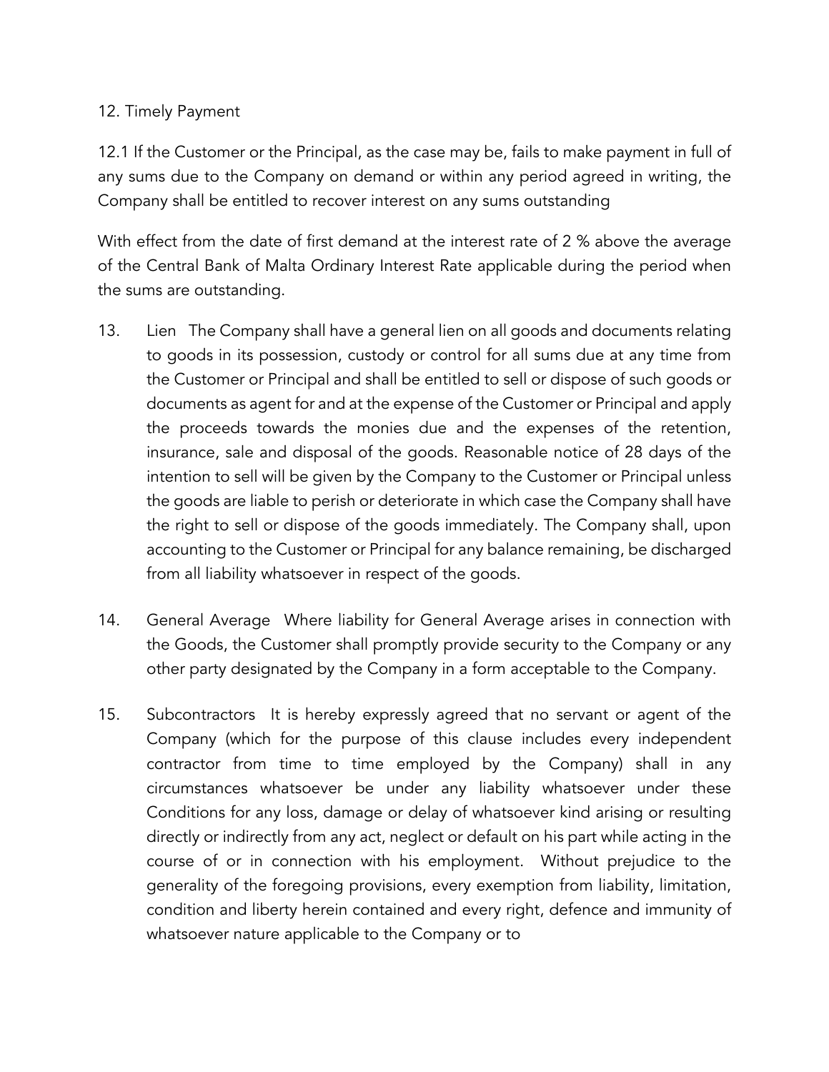12. Timely Payment

12.1 If the Customer or the Principal, as the case may be, fails to make payment in full of any sums due to the Company on demand or within any period agreed in writing, the Company shall be entitled to recover interest on any sums outstanding

With effect from the date of first demand at the interest rate of 2 % above the average of the Central Bank of Malta Ordinary Interest Rate applicable during the period when the sums are outstanding.

13. Lien The Company shall have a general lien on all goods and documents relating to goods in its possession, custody or control for all sums due at any time from the Customer or Principal and shall be entitled to sell or dispose of such goods or documents as agent for and at the expense of the Customer or Principal and apply the proceeds towards the monies due and the expenses of the retention, insurance, sale and disposal of the goods. Reasonable notice of 28 days of the intention to sell will be given by the Company to the Customer or Principal unless the goods are liable to perish or deteriorate in which case the Company shall have the right to sell or dispose of the goods immediately. The Company shall, upon accounting to the Customer or Principal for any balance remaining, be discharged from all liability whatsoever in respect of the goods.

14. General Average Where liability for General Average arises in connection with the Goods, the Customer shall promptly provide security to the Company or any other party designated by the Company in a form acceptable to the Company.

15. Subcontractors It is hereby expressly agreed that no servant or agent of the Company (which for the purpose of this clause includes every independent contractor from time to time employed by the Company) shall in any circumstances whatsoever be under any liability whatsoever under these Conditions for any loss, damage or delay of whatsoever kind arising or resulting directly or indirectly from any act, neglect or default on his part while acting in the course of or in connection with his employment. Without prejudice to the generality of the foregoing provisions, every exemption from liability, limitation, condition and liberty herein contained and every right, defence and immunity of whatsoever nature applicable to the Company or to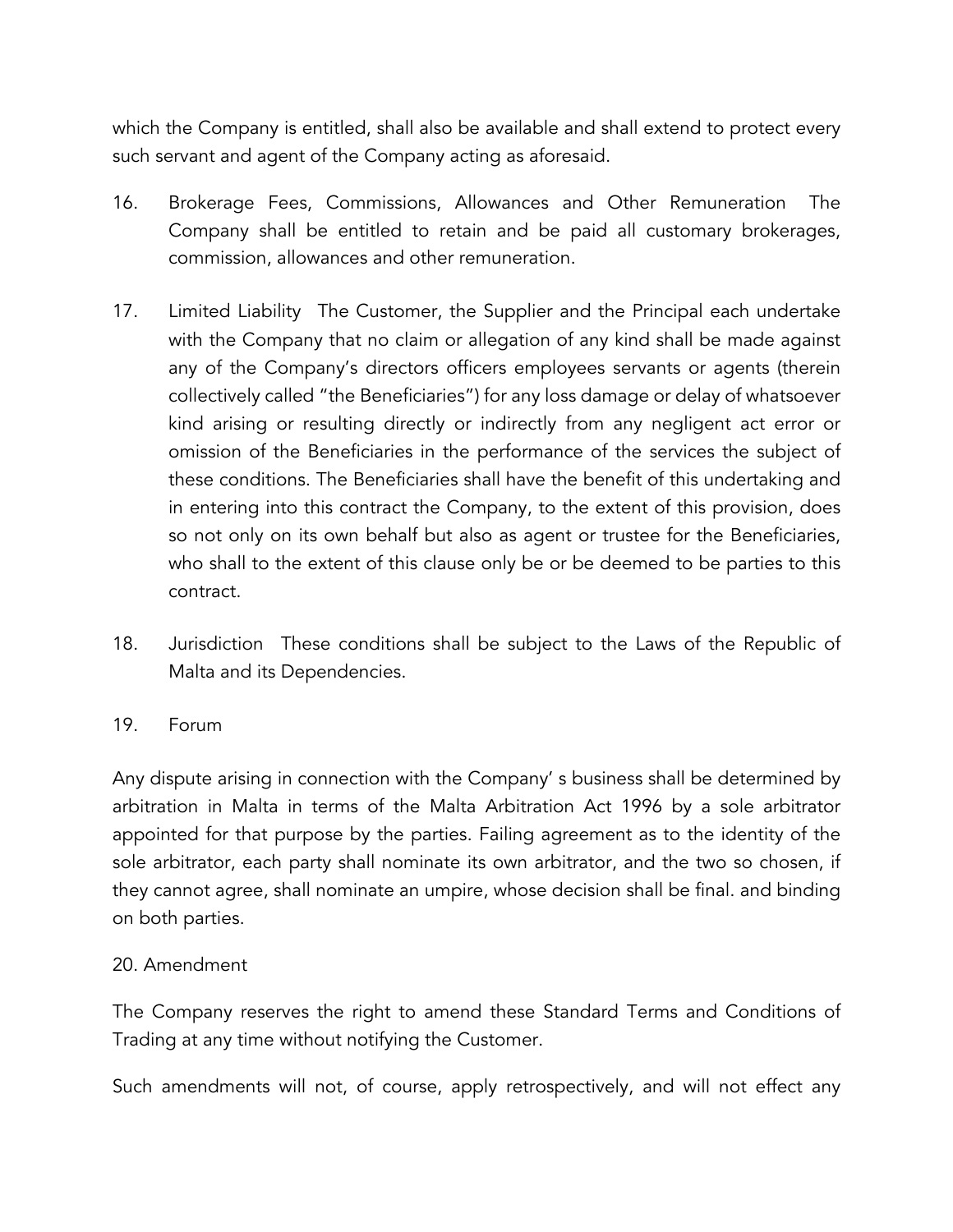which the Company is entitled, shall also be available and shall extend to protect every such servant and agent of the Company acting as aforesaid.

16. Brokerage Fees, Commissions, Allowances and Other Remuneration The Company shall be entitled to retain and be paid all customary brokerages, commission, allowances and other remuneration.

17. Limited Liability The Customer, the Supplier and the Principal each undertake with the Company that no claim or allegation of any kind shall be made against any of the Company's directors officers employees servants or agents (therein collectively called "the Beneficiaries") for any loss damage or delay of whatsoever kind arising or resulting directly or indirectly from any negligent act error or omission of the Beneficiaries in the performance of the services the subject of these conditions. The Beneficiaries shall have the benefit of this undertaking and in entering into this contract the Company, to the extent of this provision, does so not only on its own behalf but also as agent or trustee for the Beneficiaries, who shall to the extent of this clause only be or be deemed to be parties to this contract.

18. Jurisdiction These conditions shall be subject to the Laws of the Republic of Malta and its Dependencies.

19. Forum

Any dispute arising in connection with the Company' s business shall be determined by arbitration in Malta in terms of the Malta Arbitration Act 1996 by a sole arbitrator appointed for that purpose by the parties. Failing agreement as to the identity of the sole arbitrator, each party shall nominate its own arbitrator, and the two so chosen, if they cannot agree, shall nominate an umpire, whose decision shall be final. and binding on both parties.

20. Amendment

The Company reserves the right to amend these Standard Terms and Conditions of Trading at any time without notifying the Customer.

Such amendments will not, of course, apply retrospectively, and will not effect any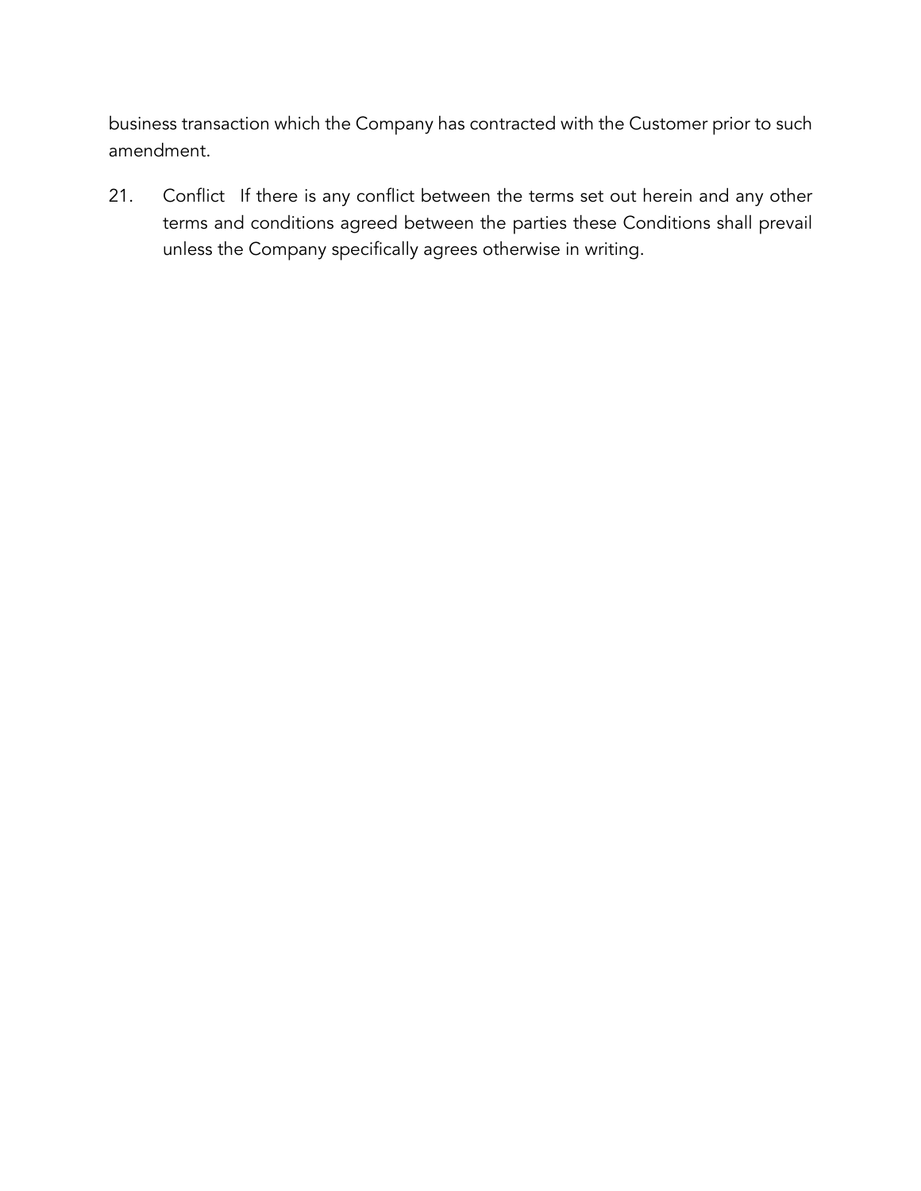business transaction which the Company has contracted with the Customer prior to such amendment.

21. Conflict If there is any conflict between the terms set out herein and any other terms and conditions agreed between the parties these Conditions shall prevail unless the Company specifically agrees otherwise in writing.